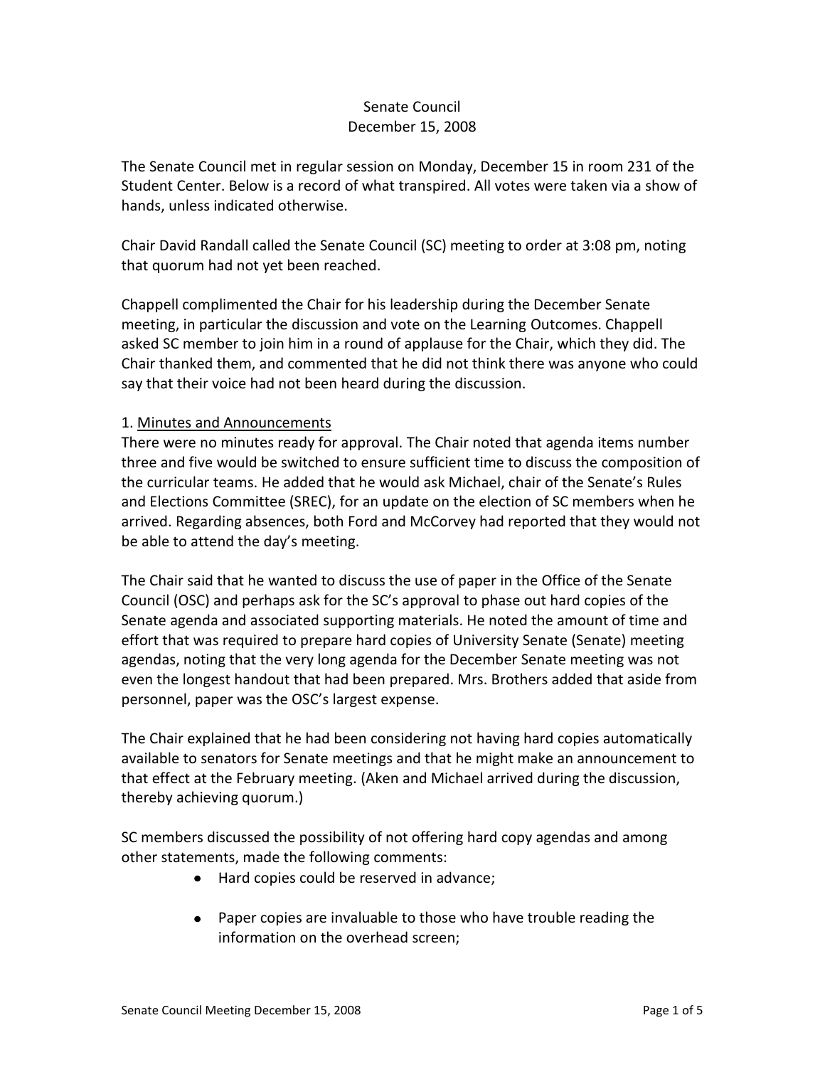Senate Council
December 15, 2008

The Senate Council met in regular session on Monday, December 15 in room 231 of the Student Center. Below is a record of what transpired. All votes were taken via a show of hands, unless indicated otherwise.

Chair David Randall called the Senate Council (SC) meeting to order at 3:08 pm, noting that quorum had not yet been reached.

Chappell complimented the Chair for his leadership during the December Senate meeting, in particular the discussion and vote on the Learning Outcomes. Chappell asked SC member to join him in a round of applause for the Chair, which they did. The Chair thanked them, and commented that he did not think there was anyone who could say that their voice had not been heard during the discussion.

1. Minutes and Announcements

There were no minutes ready for approval. The Chair noted that agenda items number three and five would be switched to ensure sufficient time to discuss the composition of the curricular teams. He added that he would ask Michael, chair of the Senate's Rules and Elections Committee (SREC), for an update on the election of SC members when he arrived. Regarding absences, both Ford and McCorvey had reported that they would not be able to attend the day's meeting.

The Chair said that he wanted to discuss the use of paper in the Office of the Senate Council (OSC) and perhaps ask for the SC's approval to phase out hard copies of the Senate agenda and associated supporting materials. He noted the amount of time and effort that was required to prepare hard copies of University Senate (Senate) meeting agendas, noting that the very long agenda for the December Senate meeting was not even the longest handout that had been prepared. Mrs. Brothers added that aside from personnel, paper was the OSC's largest expense.

The Chair explained that he had been considering not having hard copies automatically available to senators for Senate meetings and that he might make an announcement to that effect at the February meeting. (Aken and Michael arrived during the discussion, thereby achieving quorum.)

SC members discussed the possibility of not offering hard copy agendas and among other statements, made the following comments:

- Hard copies could be reserved in advance;
- Paper copies are invaluable to those who have trouble reading the information on the overhead screen;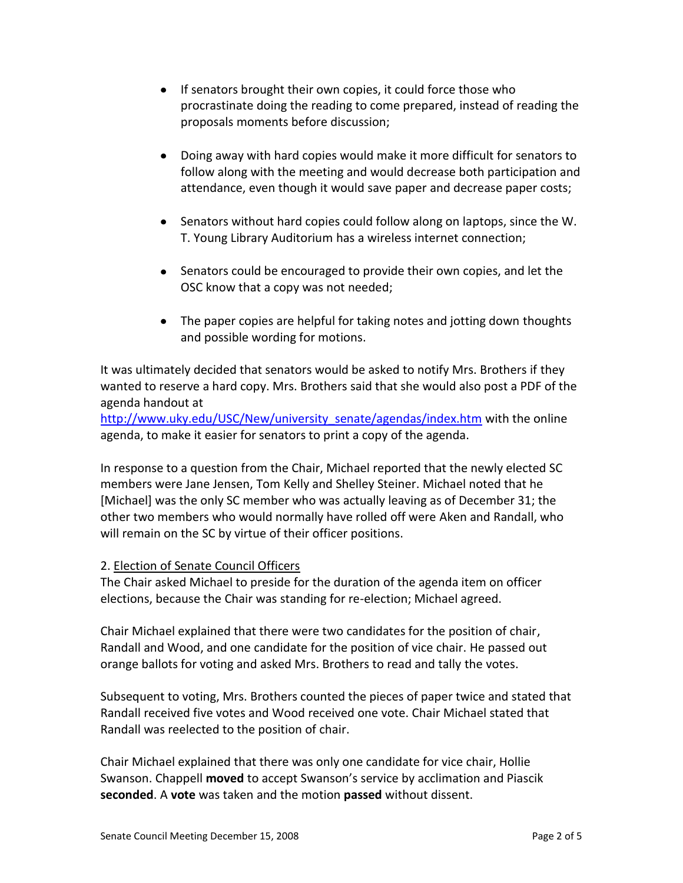- If senators brought their own copies, it could force those who procrastinate doing the reading to come prepared, instead of reading the proposals moments before discussion;
- Doing away with hard copies would make it more difficult for senators to follow along with the meeting and would decrease both participation and attendance, even though it would save paper and decrease paper costs;
- Senators without hard copies could follow along on laptops, since the W. T. Young Library Auditorium has a wireless internet connection;
- Senators could be encouraged to provide their own copies, and let the OSC know that a copy was not needed;
- The paper copies are helpful for taking notes and jotting down thoughts and possible wording for motions.

It was ultimately decided that senators would be asked to notify Mrs. Brothers if they wanted to reserve a hard copy. Mrs. Brothers said that she would also post a PDF of the agenda handout at http://www.uky.edu/USC/New/university_senate/agendas/index.htm with the online agenda, to make it easier for senators to print a copy of the agenda.

In response to a question from the Chair, Michael reported that the newly elected SC members were Jane Jensen, Tom Kelly and Shelley Steiner. Michael noted that he [Michael] was the only SC member who was actually leaving as of December 31; the other two members who would normally have rolled off were Aken and Randall, who will remain on the SC by virtue of their officer positions.

2. Election of Senate Council Officers

The Chair asked Michael to preside for the duration of the agenda item on officer elections, because the Chair was standing for re-election; Michael agreed.

Chair Michael explained that there were two candidates for the position of chair, Randall and Wood, and one candidate for the position of vice chair. He passed out orange ballots for voting and asked Mrs. Brothers to read and tally the votes.

Subsequent to voting, Mrs. Brothers counted the pieces of paper twice and stated that Randall received five votes and Wood received one vote. Chair Michael stated that Randall was reelected to the position of chair.

Chair Michael explained that there was only one candidate for vice chair, Hollie Swanson. Chappell **moved** to accept Swanson's service by acclimation and Piascik **seconded**. A **vote** was taken and the motion **passed** without dissent.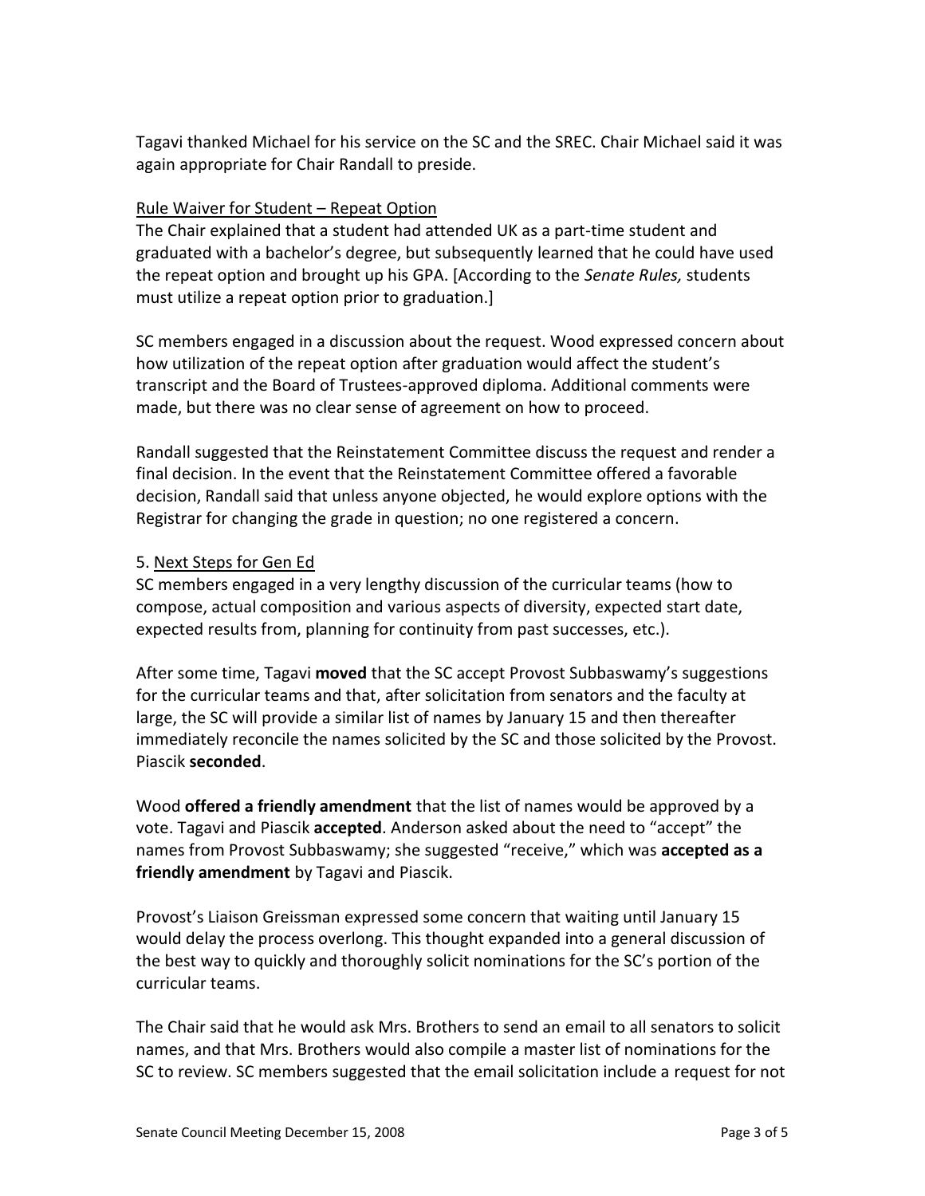Tagavi thanked Michael for his service on the SC and the SREC. Chair Michael said it was again appropriate for Chair Randall to preside.

Rule Waiver for Student – Repeat Option

The Chair explained that a student had attended UK as a part-time student and graduated with a bachelor's degree, but subsequently learned that he could have used the repeat option and brought up his GPA. [According to the *Senate Rules,* students must utilize a repeat option prior to graduation.]

SC members engaged in a discussion about the request. Wood expressed concern about how utilization of the repeat option after graduation would affect the student's transcript and the Board of Trustees-approved diploma. Additional comments were made, but there was no clear sense of agreement on how to proceed.

Randall suggested that the Reinstatement Committee discuss the request and render a final decision. In the event that the Reinstatement Committee offered a favorable decision, Randall said that unless anyone objected, he would explore options with the Registrar for changing the grade in question; no one registered a concern.

5. Next Steps for Gen Ed

SC members engaged in a very lengthy discussion of the curricular teams (how to compose, actual composition and various aspects of diversity, expected start date, expected results from, planning for continuity from past successes, etc.).

After some time, Tagavi **moved** that the SC accept Provost Subbaswamy's suggestions for the curricular teams and that, after solicitation from senators and the faculty at large, the SC will provide a similar list of names by January 15 and then thereafter immediately reconcile the names solicited by the SC and those solicited by the Provost. Piascik **seconded**.

Wood **offered a friendly amendment** that the list of names would be approved by a vote. Tagavi and Piascik **accepted**. Anderson asked about the need to "accept" the names from Provost Subbaswamy; she suggested "receive," which was **accepted as a friendly amendment** by Tagavi and Piascik.

Provost's Liaison Greissman expressed some concern that waiting until January 15 would delay the process overlong. This thought expanded into a general discussion of the best way to quickly and thoroughly solicit nominations for the SC's portion of the curricular teams.

The Chair said that he would ask Mrs. Brothers to send an email to all senators to solicit names, and that Mrs. Brothers would also compile a master list of nominations for the SC to review. SC members suggested that the email solicitation include a request for not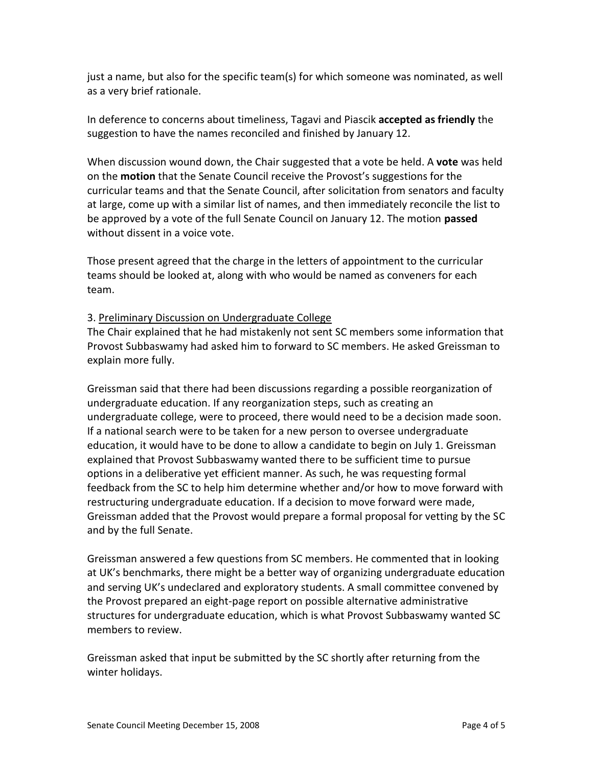just a name, but also for the specific team(s) for which someone was nominated, as well as a very brief rationale.

In deference to concerns about timeliness, Tagavi and Piascik **accepted as friendly** the suggestion to have the names reconciled and finished by January 12.

When discussion wound down, the Chair suggested that a vote be held. A **vote** was held on the **motion** that the Senate Council receive the Provost's suggestions for the curricular teams and that the Senate Council, after solicitation from senators and faculty at large, come up with a similar list of names, and then immediately reconcile the list to be approved by a vote of the full Senate Council on January 12. The motion **passed** without dissent in a voice vote.

Those present agreed that the charge in the letters of appointment to the curricular teams should be looked at, along with who would be named as conveners for each team.

3. Preliminary Discussion on Undergraduate College

The Chair explained that he had mistakenly not sent SC members some information that Provost Subbaswamy had asked him to forward to SC members. He asked Greissman to explain more fully.

Greissman said that there had been discussions regarding a possible reorganization of undergraduate education. If any reorganization steps, such as creating an undergraduate college, were to proceed, there would need to be a decision made soon. If a national search were to be taken for a new person to oversee undergraduate education, it would have to be done to allow a candidate to begin on July 1. Greissman explained that Provost Subbaswamy wanted there to be sufficient time to pursue options in a deliberative yet efficient manner. As such, he was requesting formal feedback from the SC to help him determine whether and/or how to move forward with restructuring undergraduate education. If a decision to move forward were made, Greissman added that the Provost would prepare a formal proposal for vetting by the SC and by the full Senate.

Greissman answered a few questions from SC members. He commented that in looking at UK's benchmarks, there might be a better way of organizing undergraduate education and serving UK's undeclared and exploratory students. A small committee convened by the Provost prepared an eight-page report on possible alternative administrative structures for undergraduate education, which is what Provost Subbaswamy wanted SC members to review.

Greissman asked that input be submitted by the SC shortly after returning from the winter holidays.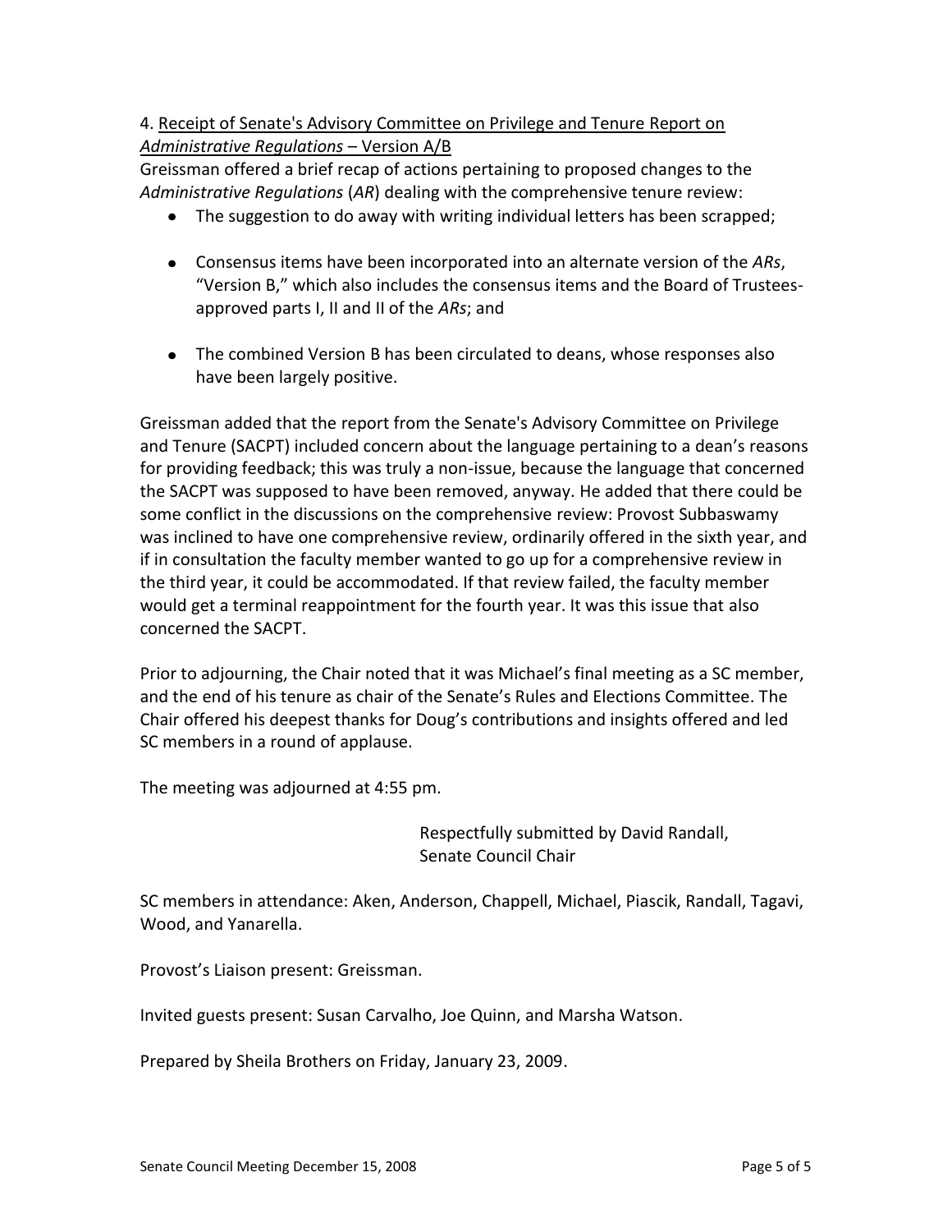4. <u>Receipt of Senate's Advisory Committee on Privilege and Tenure Report on *Administrative Regulations* – Version A/B</u>

Greissman offered a brief recap of actions pertaining to proposed changes to the *Administrative Regulations* (*AR*) dealing with the comprehensive tenure review:

- The suggestion to do away with writing individual letters has been scrapped;
- Consensus items have been incorporated into an alternate version of the *ARs*, "Version B," which also includes the consensus items and the Board of Trustees-approved parts I, II and II of the *ARs*; and
- The combined Version B has been circulated to deans, whose responses also have been largely positive.

Greissman added that the report from the Senate's Advisory Committee on Privilege and Tenure (SACPT) included concern about the language pertaining to a dean's reasons for providing feedback; this was truly a non-issue, because the language that concerned the SACPT was supposed to have been removed, anyway. He added that there could be some conflict in the discussions on the comprehensive review: Provost Subbaswamy was inclined to have one comprehensive review, ordinarily offered in the sixth year, and if in consultation the faculty member wanted to go up for a comprehensive review in the third year, it could be accommodated. If that review failed, the faculty member would get a terminal reappointment for the fourth year. It was this issue that also concerned the SACPT.

Prior to adjourning, the Chair noted that it was Michael's final meeting as a SC member, and the end of his tenure as chair of the Senate's Rules and Elections Committee. The Chair offered his deepest thanks for Doug's contributions and insights offered and led SC members in a round of applause.

The meeting was adjourned at 4:55 pm.

Respectfully submitted by David Randall,
Senate Council Chair

SC members in attendance: Aken, Anderson, Chappell, Michael, Piascik, Randall, Tagavi, Wood, and Yanarella.

Provost's Liaison present: Greissman.

Invited guests present: Susan Carvalho, Joe Quinn, and Marsha Watson.

Prepared by Sheila Brothers on Friday, January 23, 2009.